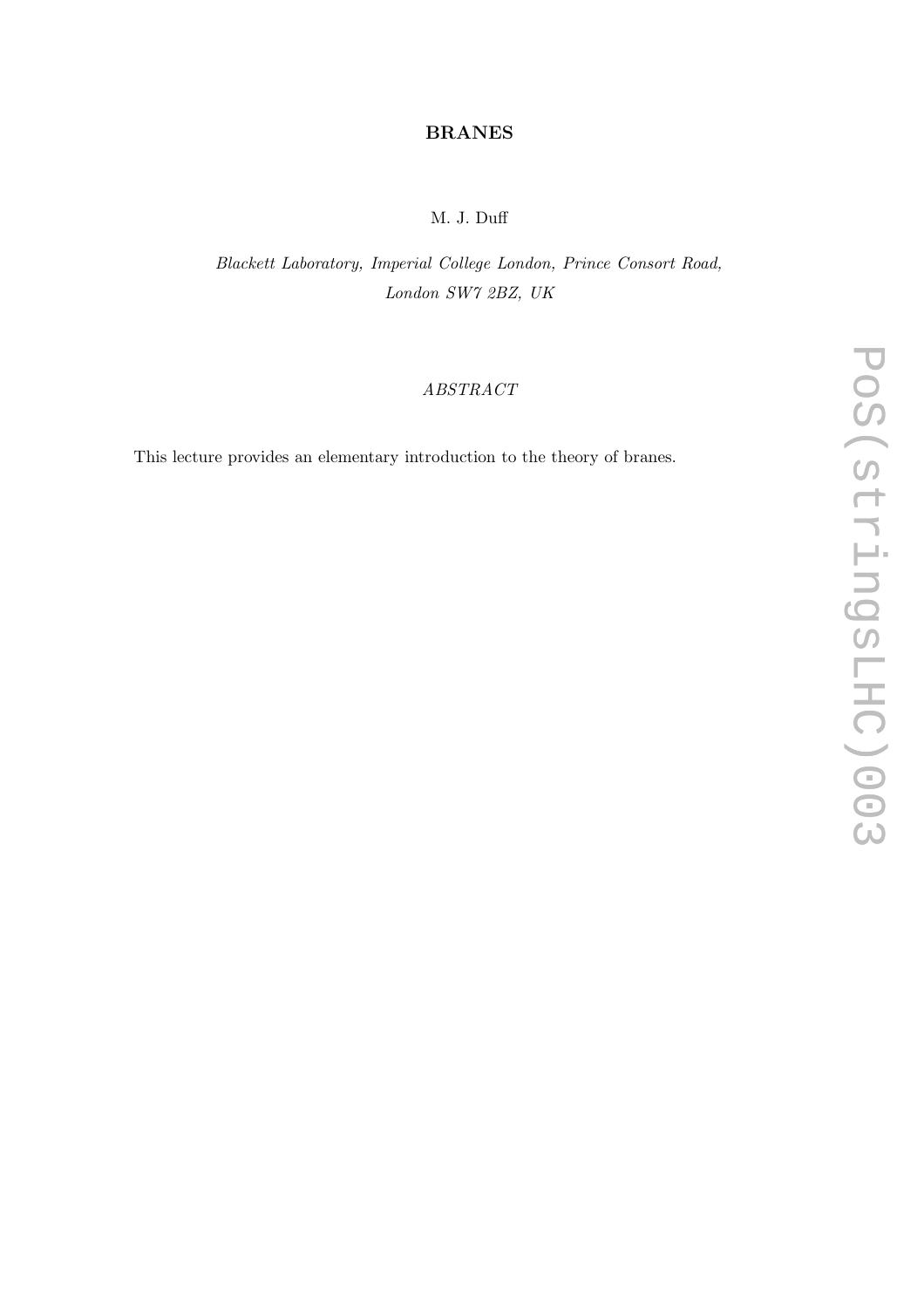# BRANES

M. J. Duff

*Blackett Laboratory, Imperial College London, Prince Consort Road,*
*London SW7 2BZ, UK*

*ABSTRACT*

This lecture provides an elementary introduction to the theory of branes.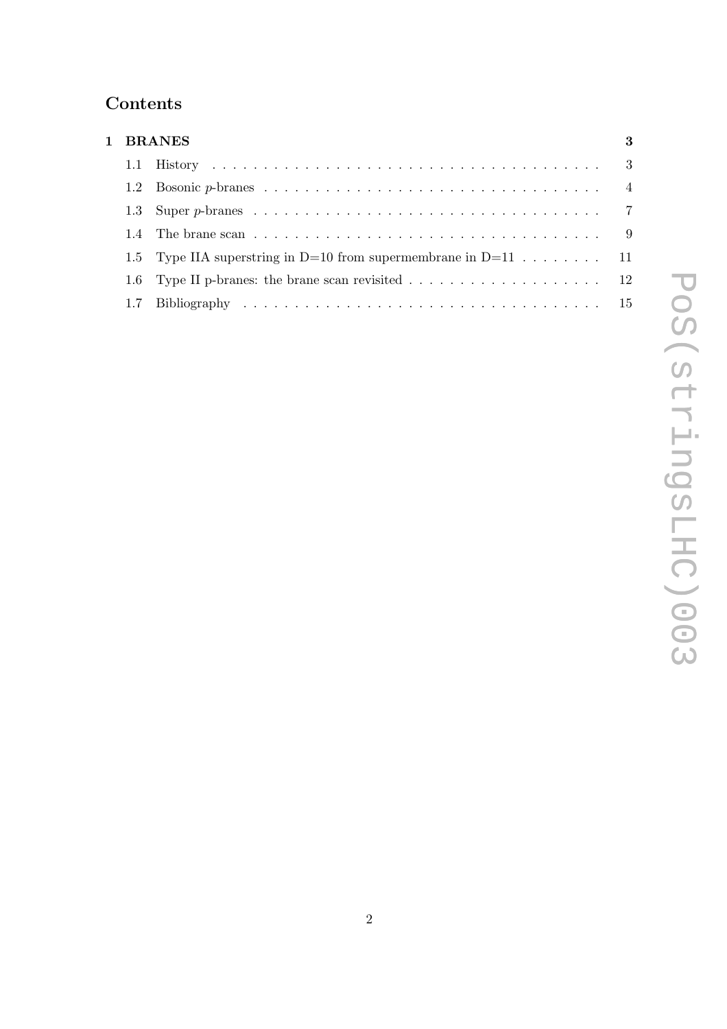## Contents

**1 BRANES** **3**

1.1 History . . . . . . . . . . . . . . . . . . . . . . . . . . . . . . . . . . . . . . 3

1.2 Bosonic $p$-branes . . . . . . . . . . . . . . . . . . . . . . . . . . . . . . . . . 4

1.3 Super $p$-branes . . . . . . . . . . . . . . . . . . . . . . . . . . . . . . . . . . 7

1.4 The brane scan . . . . . . . . . . . . . . . . . . . . . . . . . . . . . . . . . . 9

1.5 Type IIA superstring in D=10 from supermembrane in D=11 . . . . . . . . 11

1.6 Type II p-branes: the brane scan revisited . . . . . . . . . . . . . . . . . . . 12

1.7 Bibliography . . . . . . . . . . . . . . . . . . . . . . . . . . . . . . . . . . . 15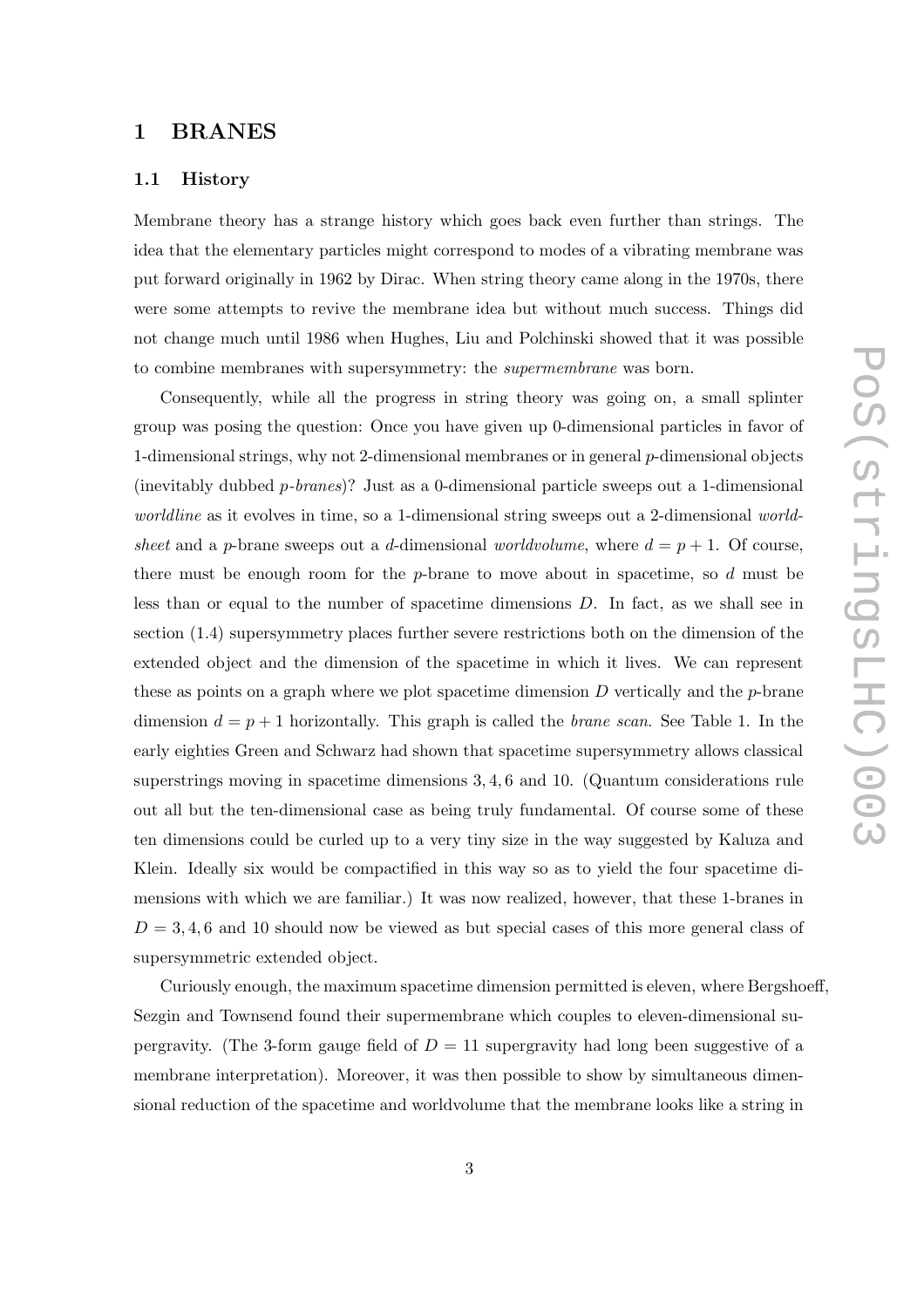# 1 BRANES

## 1.1 History

Membrane theory has a strange history which goes back even further than strings. The idea that the elementary particles might correspond to modes of a vibrating membrane was put forward originally in 1962 by Dirac. When string theory came along in the 1970s, there were some attempts to revive the membrane idea but without much success. Things did not change much until 1986 when Hughes, Liu and Polchinski showed that it was possible to combine membranes with supersymmetry: the *supermembrane* was born.

Consequently, while all the progress in string theory was going on, a small splinter group was posing the question: Once you have given up 0-dimensional particles in favor of 1-dimensional strings, why not 2-dimensional membranes or in general $p$-dimensional objects (inevitably dubbed $p$-*branes*)? Just as a 0-dimensional particle sweeps out a 1-dimensional *worldline* as it evolves in time, so a 1-dimensional string sweeps out a 2-dimensional *worldsheet* and a $p$-brane sweeps out a $d$-dimensional *worldvolume*, where $d = p + 1$. Of course, there must be enough room for the $p$-brane to move about in spacetime, so $d$ must be less than or equal to the number of spacetime dimensions $D$. In fact, as we shall see in section (1.4) supersymmetry places further severe restrictions both on the dimension of the extended object and the dimension of the spacetime in which it lives. We can represent these as points on a graph where we plot spacetime dimension $D$ vertically and the $p$-brane dimension $d = p + 1$ horizontally. This graph is called the *brane scan*. See Table 1. In the early eighties Green and Schwarz had shown that spacetime supersymmetry allows classical superstrings moving in spacetime dimensions $3, 4, 6$ and $10$. (Quantum considerations rule out all but the ten-dimensional case as being truly fundamental. Of course some of these ten dimensions could be curled up to a very tiny size in the way suggested by Kaluza and Klein. Ideally six would be compactified in this way so as to yield the four spacetime dimensions with which we are familiar.) It was now realized, however, that these 1-branes in $D = 3, 4, 6$ and $10$ should now be viewed as but special cases of this more general class of supersymmetric extended object.

Curiously enough, the maximum spacetime dimension permitted is eleven, where Bergshoeff, Sezgin and Townsend found their supermembrane which couples to eleven-dimensional supergravity. (The 3-form gauge field of $D = 11$ supergravity had long been suggestive of a membrane interpretation). Moreover, it was then possible to show by simultaneous dimensional reduction of the spacetime and worldvolume that the membrane looks like a string in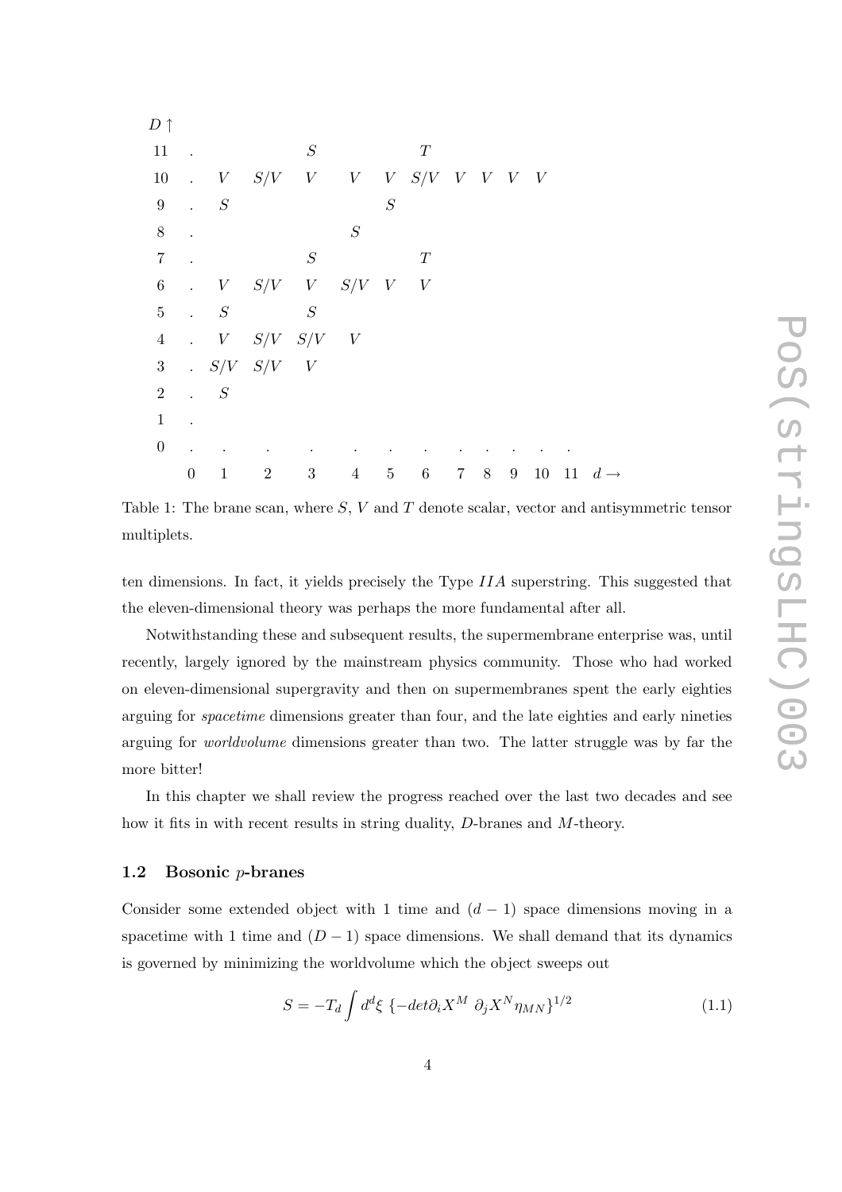| $D \uparrow$ \ $d \rightarrow$ | 0 | 1 | 2 | 3 | 4 | 5 | 6 | 7 | 8 | 9 | 10 | 11 |
|---|---|---|---|---|---|---|---|---|---|---|---|---|
| 11 | . | | | $S$ | | | $T$ | | | | | |
| 10 | . | $V$ | $S/V$ | $V$ | $V$ | $V$ | $S/V$ | $V$ | $V$ | $V$ | $V$ | |
| 9 | . | $S$ | | | | $S$ | | | | | | |
| 8 | . | | | | $S$ | | | | | | | |
| 7 | . | | | $S$ | | | $T$ | | | | | |
| 6 | . | $V$ | $S/V$ | $V$ | $S/V$ | $V$ | $V$ | | | | | |
| 5 | . | $S$ | | $S$ | | | | | | | | |
| 4 | . | $V$ | $S/V$ | $S/V$ | $V$ | | | | | | | |
| 3 | . | $S/V$ | $S/V$ | $V$ | | | | | | | | |
| 2 | . | $S$ | | | | | | | | | | |
| 1 | . | | | | | | | | | | | |
| 0 | . | . | . | . | . | . | . | . | . | . | . | . |

Table 1: The brane scan, where $S$, $V$ and $T$ denote scalar, vector and antisymmetric tensor multiplets.

ten dimensions. In fact, it yields precisely the Type $IIA$ superstring. This suggested that the eleven-dimensional theory was perhaps the more fundamental after all.

Notwithstanding these and subsequent results, the supermembrane enterprise was, until recently, largely ignored by the mainstream physics community. Those who had worked on eleven-dimensional supergravity and then on supermembranes spent the early eighties arguing for *spacetime* dimensions greater than four, and the late eighties and early nineties arguing for *worldvolume* dimensions greater than two. The latter struggle was by far the more bitter!

In this chapter we shall review the progress reached over the last two decades and see how it fits in with recent results in string duality, $D$-branes and $M$-theory.

### 1.2 Bosonic $p$-branes

Consider some extended object with 1 time and $(d-1)$ space dimensions moving in a spacetime with 1 time and $(D-1)$ space dimensions. We shall demand that its dynamics is governed by minimizing the worldvolume which the object sweeps out

$$S = -T_d \int d^d\xi \; \{-det\partial_i X^M \; \partial_j X^N \eta_{MN}\}^{1/2} \tag{1.1}$$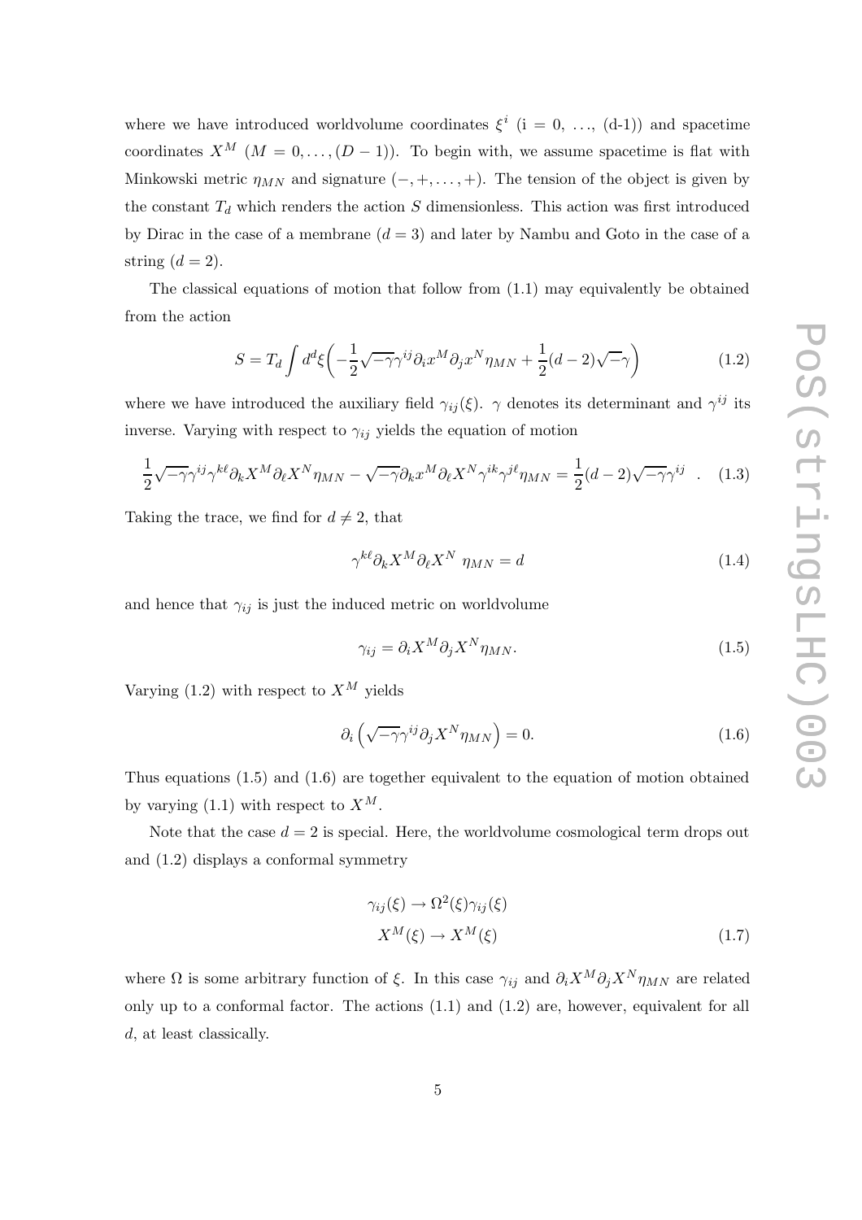where we have introduced worldvolume coordinates $\xi^i$ (i = 0, ..., (d-1)) and spacetime coordinates $X^M$ $(M = 0, \ldots, (D-1))$. To begin with, we assume spacetime is flat with Minkowski metric $\eta_{MN}$ and signature $(-, +, \ldots, +)$. The tension of the object is given by the constant $T_d$ which renders the action $S$ dimensionless. This action was first introduced by Dirac in the case of a membrane $(d = 3)$ and later by Nambu and Goto in the case of a string $(d = 2)$.

The classical equations of motion that follow from (1.1) may equivalently be obtained from the action

$$S = T_d \int d^d\xi \Big( -\frac{1}{2}\sqrt{-\gamma}\gamma^{ij}\partial_i x^M \partial_j x^N \eta_{MN} + \frac{1}{2}(d-2)\sqrt{-\gamma} \Big) \tag{1.2}$$

where we have introduced the auxiliary field $\gamma_{ij}(\xi)$. $\gamma$ denotes its determinant and $\gamma^{ij}$ its inverse. Varying with respect to $\gamma_{ij}$ yields the equation of motion

$$\frac{1}{2}\sqrt{-\gamma}\gamma^{ij}\gamma^{k\ell}\partial_k X^M \partial_\ell X^N \eta_{MN} - \sqrt{-\gamma}\partial_k x^M \partial_\ell X^N \gamma^{ik}\gamma^{j\ell}\eta_{MN} = \frac{1}{2}(d-2)\sqrt{-\gamma}\gamma^{ij} \quad . \tag{1.3}$$

Taking the trace, we find for $d \neq 2$, that

$$\gamma^{k\ell}\partial_k X^M \partial_\ell X^N \ \eta_{MN} = d \tag{1.4}$$

and hence that $\gamma_{ij}$ is just the induced metric on worldvolume

$$\gamma_{ij} = \partial_i X^M \partial_j X^N \eta_{MN}. \tag{1.5}$$

Varying (1.2) with respect to $X^M$ yields

$$\partial_i \left( \sqrt{-\gamma}\gamma^{ij}\partial_j X^N \eta_{MN} \right) = 0. \tag{1.6}$$

Thus equations (1.5) and (1.6) are together equivalent to the equation of motion obtained by varying (1.1) with respect to $X^M$.

Note that the case $d = 2$ is special. Here, the worldvolume cosmological term drops out and (1.2) displays a conformal symmetry

$$\begin{aligned} \gamma_{ij}(\xi) &\rightarrow \Omega^2(\xi)\gamma_{ij}(\xi) \\ X^M(\xi) &\rightarrow X^M(\xi) \end{aligned} \tag{1.7}$$

where $\Omega$ is some arbitrary function of $\xi$. In this case $\gamma_{ij}$ and $\partial_i X^M \partial_j X^N \eta_{MN}$ are related only up to a conformal factor. The actions (1.1) and (1.2) are, however, equivalent for all $d$, at least classically.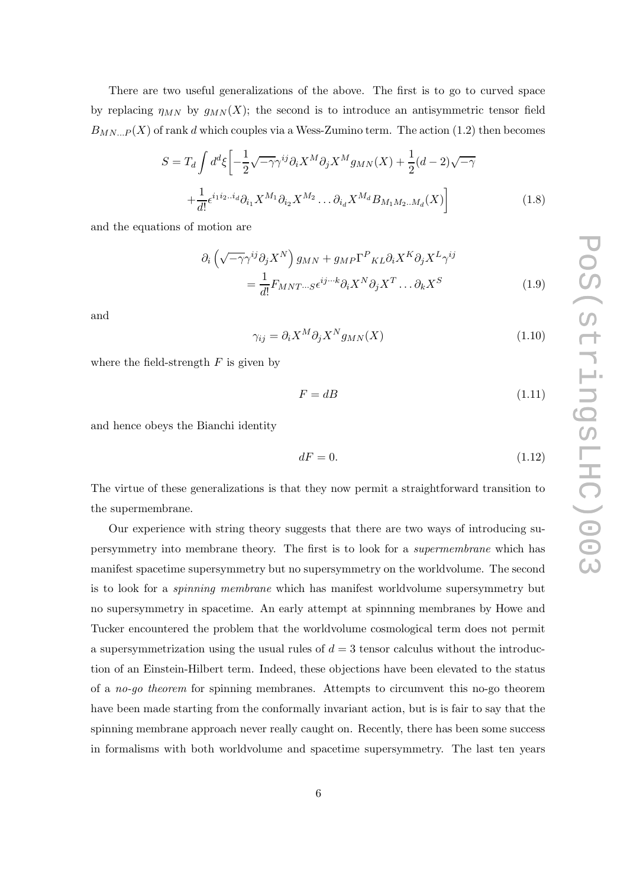There are two useful generalizations of the above. The first is to go to curved space by replacing $\eta_{MN}$ by $g_{MN}(X)$; the second is to introduce an antisymmetric tensor field $B_{MN...P}(X)$ of rank $d$ which couples via a Wess-Zumino term. The action (1.2) then becomes

$$
\begin{aligned}
S = T_d \int d^d\xi \Big[ & -\frac{1}{2}\sqrt{-\gamma}\gamma^{ij}\partial_i X^M \partial_j X^M g_{MN}(X) + \frac{1}{2}(d-2)\sqrt{-\gamma} \\
& + \frac{1}{d!}\epsilon^{i_1 i_2 .. i_d}\partial_{i_1} X^{M_1}\partial_{i_2} X^{M_2} \ldots \partial_{i_d} X^{M_d} B_{M_1 M_2 .. M_d}(X)\Big]
\end{aligned}
\tag{1.8}
$$

and the equations of motion are

$$
\begin{aligned}
\partial_i \left(\sqrt{-\gamma}\gamma^{ij}\partial_j X^N\right) g_{MN} + g_{MP}\Gamma^P{}_{KL}\partial_i X^K \partial_j X^L \gamma^{ij} \\
= \frac{1}{d!} F_{MNT\cdots S}\epsilon^{ij\cdots k}\partial_i X^N \partial_j X^T \ldots \partial_k X^S
\end{aligned}
\tag{1.9}
$$

and

$$
\gamma_{ij} = \partial_i X^M \partial_j X^N g_{MN}(X) \tag{1.10}
$$

where the field-strength $F$ is given by

$$
F = dB \tag{1.11}
$$

and hence obeys the Bianchi identity

$$
dF = 0. \tag{1.12}
$$

The virtue of these generalizations is that they now permit a straightforward transition to the supermembrane.

Our experience with string theory suggests that there are two ways of introducing supersymmetry into membrane theory. The first is to look for a *supermembrane* which has manifest spacetime supersymmetry but no supersymmetry on the worldvolume. The second is to look for a *spinning membrane* which has manifest worldvolume supersymmetry but no supersymmetry in spacetime. An early attempt at spinnning membranes by Howe and Tucker encountered the problem that the worldvolume cosmological term does not permit a supersymmetrization using the usual rules of $d = 3$ tensor calculus without the introduction of an Einstein-Hilbert term. Indeed, these objections have been elevated to the status of a *no-go theorem* for spinning membranes. Attempts to circumvent this no-go theorem have been made starting from the conformally invariant action, but is is fair to say that the spinning membrane approach never really caught on. Recently, there has been some success in formalisms with both worldvolume and spacetime supersymmetry. The last ten years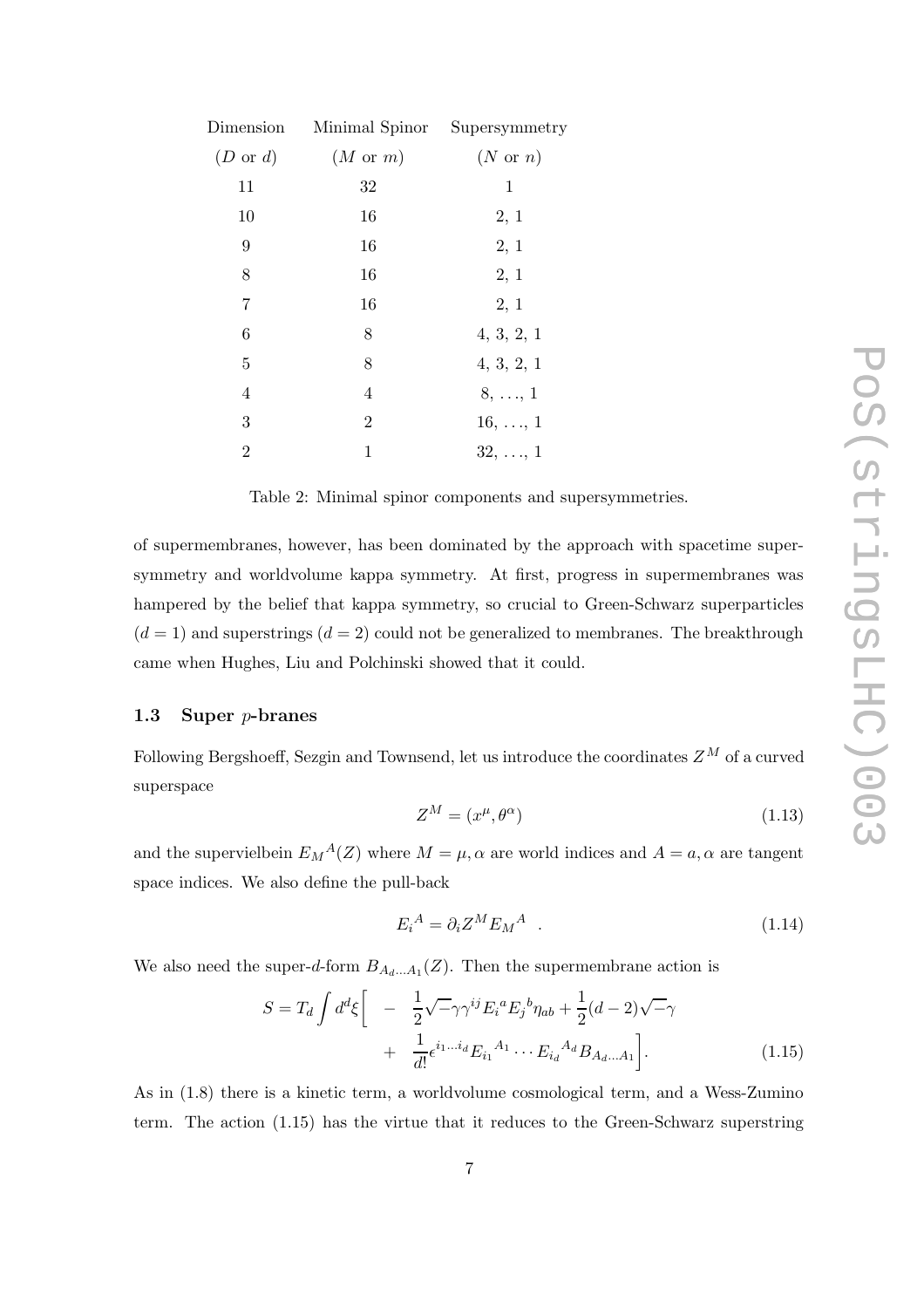| Dimension | Minimal Spinor | Supersymmetry |
|---|---|---|
| ($D$ or $d$) | ($M$ or $m$) | ($N$ or $n$) |
| 11 | 32 | 1 |
| 10 | 16 | 2, 1 |
| 9 | 16 | 2, 1 |
| 8 | 16 | 2, 1 |
| 7 | 16 | 2, 1 |
| 6 | 8 | 4, 3, 2, 1 |
| 5 | 8 | 4, 3, 2, 1 |
| 4 | 4 | 8, …, 1 |
| 3 | 2 | 16, …, 1 |
| 2 | 1 | 32, …, 1 |

Table 2: Minimal spinor components and supersymmetries.

of supermembranes, however, has been dominated by the approach with spacetime supersymmetry and worldvolume kappa symmetry. At first, progress in supermembranes was hampered by the belief that kappa symmetry, so crucial to Green-Schwarz superparticles ($d = 1$) and superstrings ($d = 2$) could not be generalized to membranes. The breakthrough came when Hughes, Liu and Polchinski showed that it could.

### 1.3 Super $p$-branes

Following Bergshoeff, Sezgin and Townsend, let us introduce the coordinates $Z^M$ of a curved superspace

$$Z^M = (x^\mu, \theta^\alpha) \tag{1.13}$$

and the supervielbein $E_M{}^A(Z)$ where $M = \mu, \alpha$ are world indices and $A = a, \alpha$ are tangent space indices. We also define the pull-back

$$E_i{}^A = \partial_i Z^M E_M{}^A \ . \tag{1.14}$$

We also need the super-$d$-form $B_{A_d \ldots A_1}(Z)$. Then the supermembrane action is

$$S = T_d \int d^d\xi \Big[ \ - \ \frac{1}{2}\sqrt{-\gamma}\gamma^{ij} E_i{}^a E_j{}^b \eta_{ab} + \frac{1}{2}(d-2)\sqrt{-\gamma} + \ \frac{1}{d!}\epsilon^{i_1 \ldots i_d} E_{i_1}{}^{A_1} \cdots E_{i_d}{}^{A_d} B_{A_d \ldots A_1} \Big]. \tag{1.15}$$

As in (1.8) there is a kinetic term, a worldvolume cosmological term, and a Wess-Zumino term. The action (1.15) has the virtue that it reduces to the Green-Schwarz superstring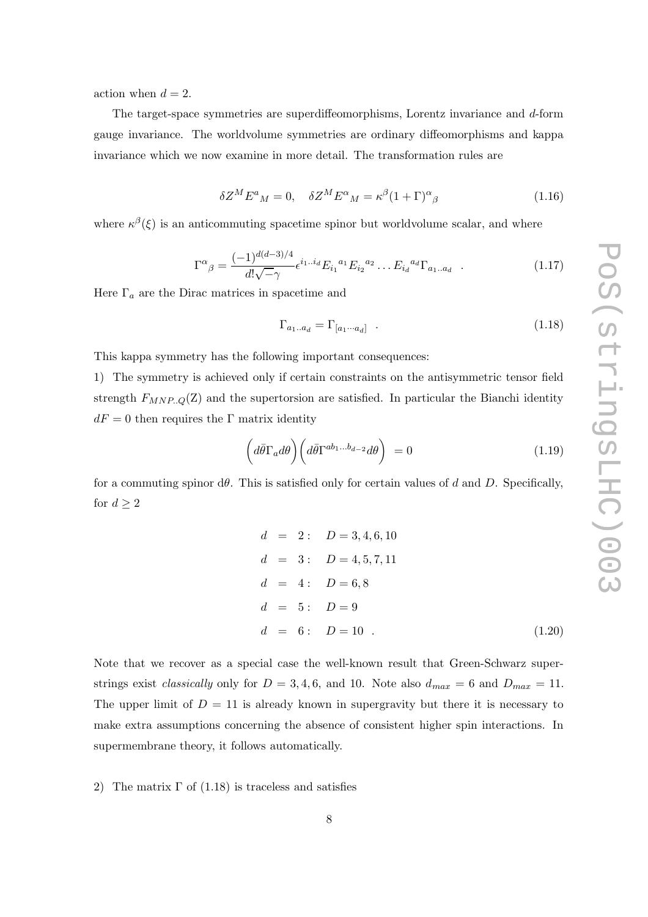action when $d = 2$.

The target-space symmetries are superdiffeomorphisms, Lorentz invariance and $d$-form gauge invariance. The worldvolume symmetries are ordinary diffeomorphisms and kappa invariance which we now examine in more detail. The transformation rules are

$$\delta Z^M E^a{}_M = 0, \quad \delta Z^M E^\alpha{}_M = \kappa^\beta (1 + \Gamma)^\alpha{}_\beta \tag{1.16}$$

where $\kappa^\beta(\xi)$ is an anticommuting spacetime spinor but worldvolume scalar, and where

$$\Gamma^\alpha{}_\beta = \frac{(-1)^{d(d-3)/4}}{d!\sqrt{-\gamma}} \epsilon^{i_1..i_d} E_{i_1}{}^{a_1} E_{i_2}{}^{a_2} \ldots E_{i_d}{}^{a_d} \Gamma_{a_1..a_d} \quad . \tag{1.17}$$

Here $\Gamma_a$ are the Dirac matrices in spacetime and

$$\Gamma_{a_1..a_d} = \Gamma_{[a_1 \cdots a_d]} \quad . \tag{1.18}$$

This kappa symmetry has the following important consequences:

1) The symmetry is achieved only if certain constraints on the antisymmetric tensor field strength $F_{MNP..Q}$(Z) and the supertorsion are satisfied. In particular the Bianchi identity $dF = 0$ then requires the $\Gamma$ matrix identity

$$\left(d\bar{\theta}\Gamma_a d\theta\right)\left(d\bar{\theta}\Gamma^{ab_1 \ldots b_{d-2}} d\theta\right) = 0 \tag{1.19}$$

for a commuting spinor d$\theta$. This is satisfied only for certain values of $d$ and $D$. Specifically, for $d \geq 2$

$$\begin{aligned}
d &= 2: \quad D = 3, 4, 6, 10 \\
d &= 3: \quad D = 4, 5, 7, 11 \\
d &= 4: \quad D = 6, 8 \\
d &= 5: \quad D = 9 \\
d &= 6: \quad D = 10 \quad .
\end{aligned} \tag{1.20}$$

Note that we recover as a special case the well-known result that Green-Schwarz superstrings exist *classically* only for $D = 3, 4, 6$, and 10. Note also $d_{max} = 6$ and $D_{max} = 11$. The upper limit of $D = 11$ is already known in supergravity but there it is necessary to make extra assumptions concerning the absence of consistent higher spin interactions. In supermembrane theory, it follows automatically.

2) The matrix $\Gamma$ of (1.18) is traceless and satisfies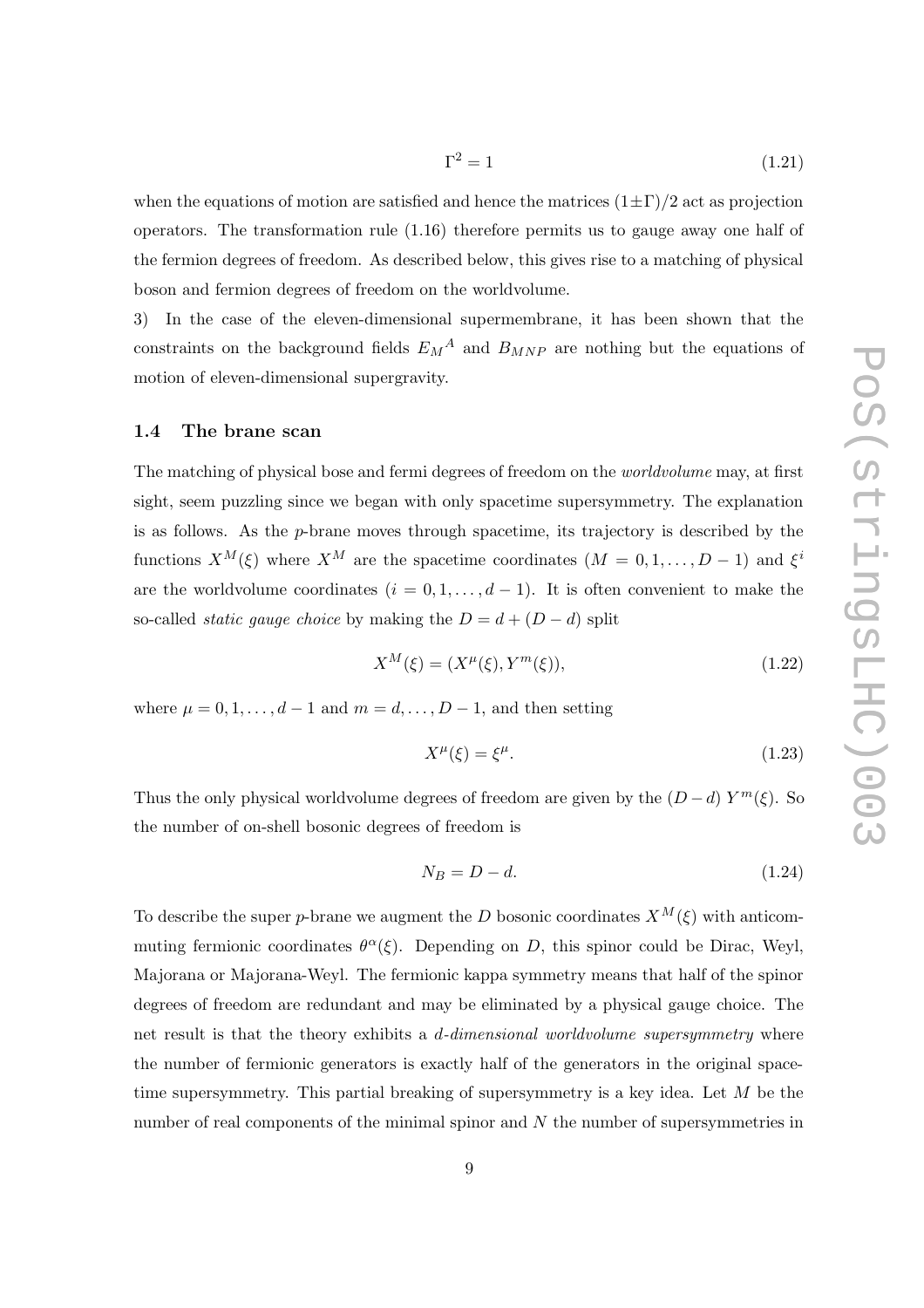$$\Gamma^2 = 1 \tag{1.21}$$

when the equations of motion are satisfied and hence the matrices $(1 \pm \Gamma)/2$ act as projection operators. The transformation rule (1.16) therefore permits us to gauge away one half of the fermion degrees of freedom. As described below, this gives rise to a matching of physical boson and fermion degrees of freedom on the worldvolume.

3) In the case of the eleven-dimensional supermembrane, it has been shown that the constraints on the background fields $E_M{}^A$ and $B_{MNP}$ are nothing but the equations of motion of eleven-dimensional supergravity.

### 1.4 The brane scan

The matching of physical bose and fermi degrees of freedom on the *worldvolume* may, at first sight, seem puzzling since we began with only spacetime supersymmetry. The explanation is as follows. As the $p$-brane moves through spacetime, its trajectory is described by the functions $X^M(\xi)$ where $X^M$ are the spacetime coordinates ($M = 0, 1, \ldots, D-1$) and $\xi^i$ are the worldvolume coordinates ($i = 0, 1, \ldots, d-1$). It is often convenient to make the so-called *static gauge choice* by making the $D = d + (D-d)$ split

$$X^M(\xi) = (X^\mu(\xi), Y^m(\xi)), \tag{1.22}$$

where $\mu = 0, 1, \ldots, d-1$ and $m = d, \ldots, D-1$, and then setting

$$X^\mu(\xi) = \xi^\mu. \tag{1.23}$$

Thus the only physical worldvolume degrees of freedom are given by the $(D-d)$ $Y^m(\xi)$. So the number of on-shell bosonic degrees of freedom is

$$N_B = D - d. \tag{1.24}$$

To describe the super $p$-brane we augment the $D$ bosonic coordinates $X^M(\xi)$ with anticommuting fermionic coordinates $\theta^\alpha(\xi)$. Depending on $D$, this spinor could be Dirac, Weyl, Majorana or Majorana-Weyl. The fermionic kappa symmetry means that half of the spinor degrees of freedom are redundant and may be eliminated by a physical gauge choice. The net result is that the theory exhibits a *d-dimensional worldvolume supersymmetry* where the number of fermionic generators is exactly half of the generators in the original spacetime supersymmetry. This partial breaking of supersymmetry is a key idea. Let $M$ be the number of real components of the minimal spinor and $N$ the number of supersymmetries in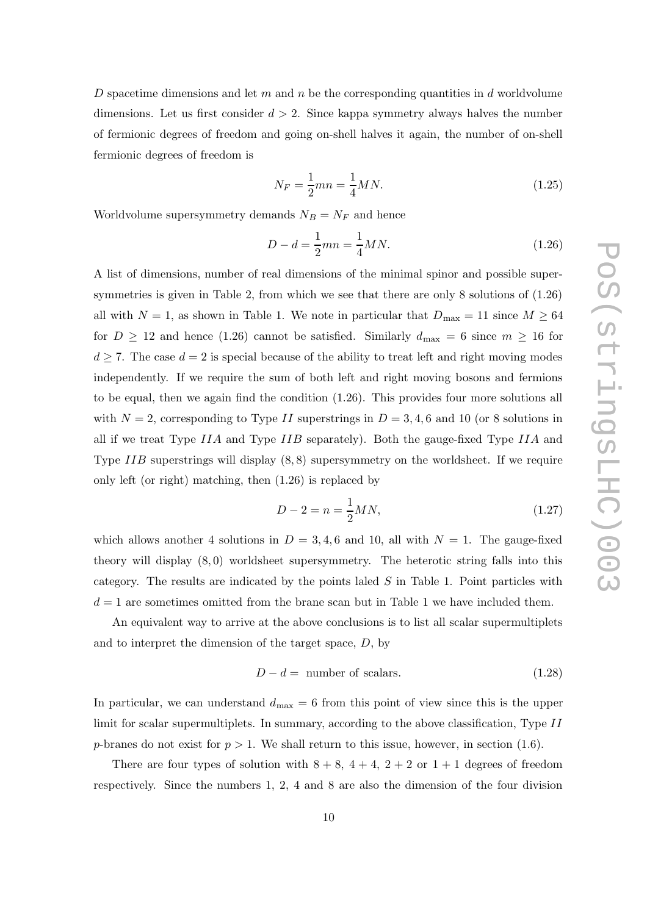$D$ spacetime dimensions and let $m$ and $n$ be the corresponding quantities in $d$ worldvolume dimensions. Let us first consider $d > 2$. Since kappa symmetry always halves the number of fermionic degrees of freedom and going on-shell halves it again, the number of on-shell fermionic degrees of freedom is

$$N_F = \frac{1}{2}mn = \frac{1}{4}MN. \tag{1.25}$$

Worldvolume supersymmetry demands $N_B = N_F$ and hence

$$D - d = \frac{1}{2}mn = \frac{1}{4}MN. \tag{1.26}$$

A list of dimensions, number of real dimensions of the minimal spinor and possible supersymmetries is given in Table 2, from which we see that there are only 8 solutions of (1.26) all with $N = 1$, as shown in Table 1. We note in particular that $D_{\max} = 11$ since $M \geq 64$ for $D \geq 12$ and hence (1.26) cannot be satisfied. Similarly $d_{\max} = 6$ since $m \geq 16$ for $d \geq 7$. The case $d = 2$ is special because of the ability to treat left and right moving modes independently. If we require the sum of both left and right moving bosons and fermions to be equal, then we again find the condition (1.26). This provides four more solutions all with $N = 2$, corresponding to Type $II$ superstrings in $D = 3, 4, 6$ and 10 (or 8 solutions in all if we treat Type $IIA$ and Type $IIB$ separately). Both the gauge-fixed Type $IIA$ and Type $IIB$ superstrings will display $(8, 8)$ supersymmetry on the worldsheet. If we require only left (or right) matching, then (1.26) is replaced by

$$D - 2 = n = \frac{1}{2}MN, \tag{1.27}$$

which allows another 4 solutions in $D = 3, 4, 6$ and 10, all with $N = 1$. The gauge-fixed theory will display $(8, 0)$ worldsheet supersymmetry. The heterotic string falls into this category. The results are indicated by the points laled $S$ in Table 1. Point particles with $d = 1$ are sometimes omitted from the brane scan but in Table 1 we have included them.

An equivalent way to arrive at the above conclusions is to list all scalar supermultiplets and to interpret the dimension of the target space, $D$, by

$$D - d = \text{ number of scalars.} \tag{1.28}$$

In particular, we can understand $d_{\max} = 6$ from this point of view since this is the upper limit for scalar supermultiplets. In summary, according to the above classification, Type $II$ $p$-branes do not exist for $p > 1$. We shall return to this issue, however, in section (1.6).

There are four types of solution with $8 + 8$, $4 + 4$, $2 + 2$ or $1 + 1$ degrees of freedom respectively. Since the numbers 1, 2, 4 and 8 are also the dimension of the four division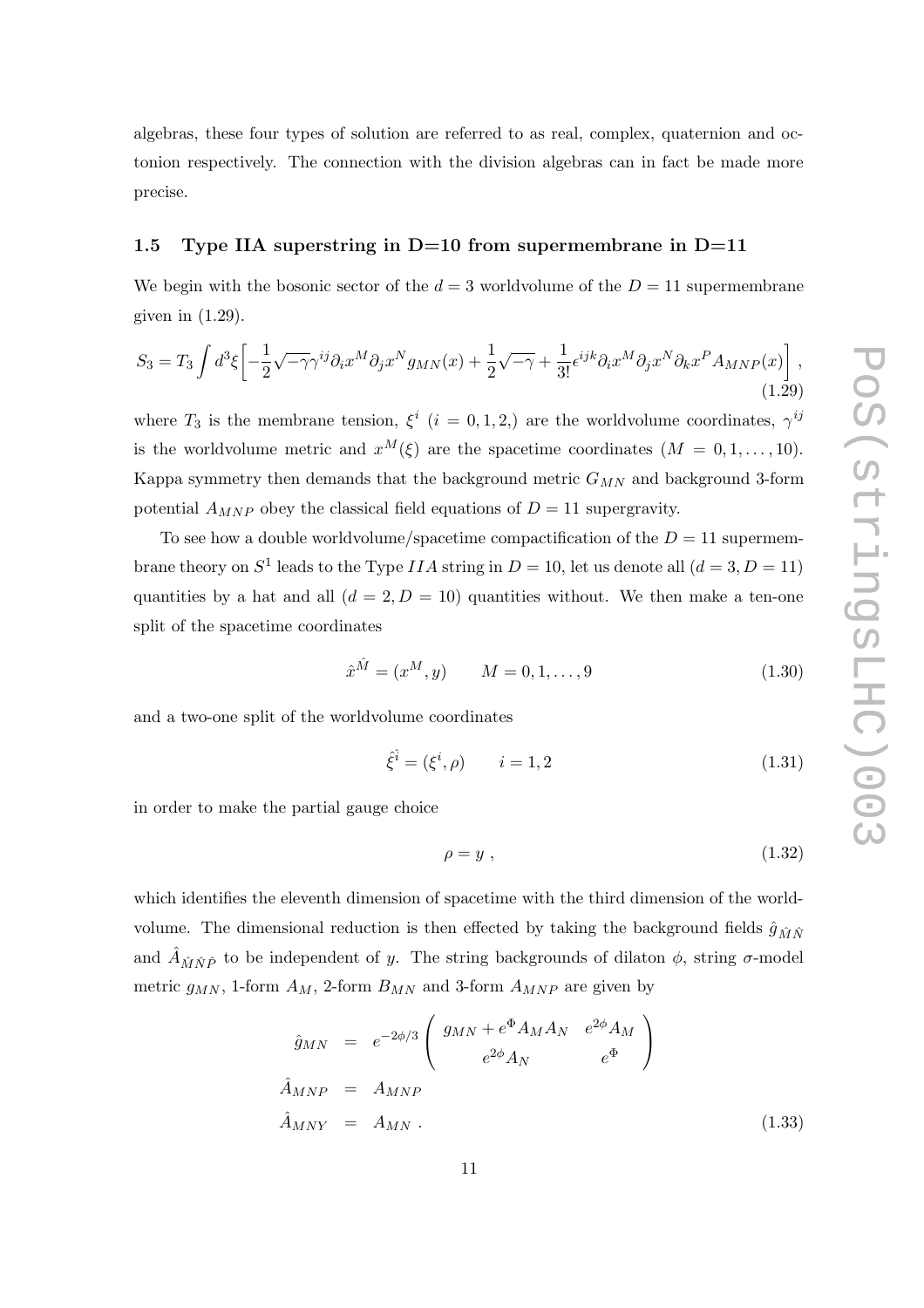algebras, these four types of solution are referred to as real, complex, quaternion and octonion respectively. The connection with the division algebras can in fact be made more precise.

### 1.5 Type IIA superstring in D=10 from supermembrane in D=11

We begin with the bosonic sector of the $d = 3$ worldvolume of the $D = 11$ supermembrane given in (1.29).

$$S_3 = T_3 \int d^3\xi \Big[ -\frac{1}{2}\sqrt{-\gamma}\gamma^{ij}\partial_i x^M \partial_j x^N g_{MN}(x) + \frac{1}{2}\sqrt{-\gamma} + \frac{1}{3!}\epsilon^{ijk}\partial_i x^M \partial_j x^N \partial_k x^P A_{MNP}(x) \Big] , \tag{1.29}$$

where $T_3$ is the membrane tension, $\xi^i$ $(i = 0, 1, 2,)$ are the worldvolume coordinates, $\gamma^{ij}$ is the worldvolume metric and $x^M(\xi)$ are the spacetime coordinates $(M = 0, 1, \ldots, 10)$. Kappa symmetry then demands that the background metric $G_{MN}$ and background 3-form potential $A_{MNP}$ obey the classical field equations of $D = 11$ supergravity.

To see how a double worldvolume/spacetime compactification of the $D = 11$ supermembrane theory on $S^1$ leads to the Type $IIA$ string in $D = 10$, let us denote all $(d = 3, D = 11)$ quantities by a hat and all $(d = 2, D = 10)$ quantities without. We then make a ten-one split of the spacetime coordinates

$$\hat{x}^{\hat{M}} = (x^M, y) \qquad M = 0, 1, \ldots, 9 \tag{1.30}$$

and a two-one split of the worldvolume coordinates

$$\hat{\xi}^{\hat{i}} = (\xi^i, \rho) \qquad i = 1, 2 \tag{1.31}$$

in order to make the partial gauge choice

$$\rho = y \ , \tag{1.32}$$

which identifies the eleventh dimension of spacetime with the third dimension of the worldvolume. The dimensional reduction is then effected by taking the background fields $\hat{g}_{\hat{M}\hat{N}}$ and $\hat{A}_{\hat{M}\hat{N}\hat{P}}$ to be independent of $y$. The string backgrounds of dilaton $\phi$, string $\sigma$-model metric $g_{MN}$, 1-form $A_M$, 2-form $B_{MN}$ and 3-form $A_{MNP}$ are given by

$$\begin{aligned}
\hat{g}_{MN} &= e^{-2\phi/3} \begin{pmatrix} g_{MN} + e^{\Phi} A_M A_N & e^{2\phi} A_M \\ e^{2\phi} A_N & e^{\Phi} \end{pmatrix} \\
\hat{A}_{MNP} &= A_{MNP} \\
\hat{A}_{MNY} &= A_{MN} \ .
\end{aligned} \tag{1.33}$$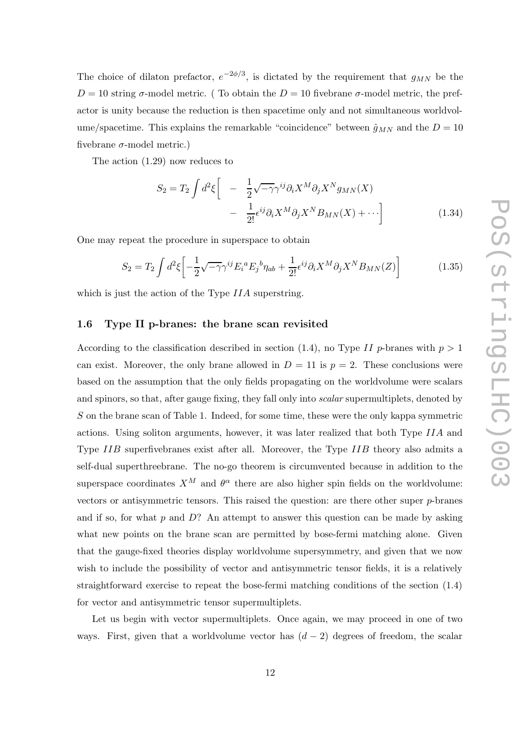The choice of dilaton prefactor, $e^{-2\phi/3}$, is dictated by the requirement that $g_{MN}$ be the $D = 10$ string $\sigma$-model metric. ( To obtain the $D = 10$ fivebrane $\sigma$-model metric, the prefactor is unity because the reduction is then spacetime only and not simultaneous worldvolume/spacetime. This explains the remarkable "coincidence" between $\hat{g}_{MN}$ and the $D = 10$ fivebrane $\sigma$-model metric.)

The action (1.29) now reduces to

$$
\begin{aligned}
S_2 = T_2 \int d^2\xi \Big[ & - \frac{1}{2}\sqrt{-\gamma}\gamma^{ij}\partial_i X^M \partial_j X^N g_{MN}(X) \\
& - \frac{1}{2!}\epsilon^{ij}\partial_i X^M \partial_j X^N B_{MN}(X) + \cdots \Big]
\end{aligned}
\tag{1.34}
$$

One may repeat the procedure in superspace to obtain

$$
S_2 = T_2 \int d^2\xi \Big[ -\frac{1}{2}\sqrt{-\gamma}\gamma^{ij} E_i{}^a E_j{}^b \eta_{ab} + \frac{1}{2!}\epsilon^{ij}\partial_i X^M \partial_j X^N B_{MN}(Z) \Big]
\tag{1.35}
$$

which is just the action of the Type $IIA$ superstring.

### 1.6 Type II p-branes: the brane scan revisited

According to the classification described in section (1.4), no Type $II$ $p$-branes with $p > 1$ can exist. Moreover, the only brane allowed in $D = 11$ is $p = 2$. These conclusions were based on the assumption that the only fields propagating on the worldvolume were scalars and spinors, so that, after gauge fixing, they fall only into *scalar* supermultiplets, denoted by $S$ on the brane scan of Table 1. Indeed, for some time, these were the only kappa symmetric actions. Using soliton arguments, however, it was later realized that both Type $IIA$ and Type $IIB$ superfivebranes exist after all. Moreover, the Type $IIB$ theory also admits a self-dual superthreebrane. The no-go theorem is circumvented because in addition to the superspace coordinates $X^M$ and $\theta^\alpha$ there are also higher spin fields on the worldvolume: vectors or antisymmetric tensors. This raised the question: are there other super $p$-branes and if so, for what $p$ and $D$? An attempt to answer this question can be made by asking what new points on the brane scan are permitted by bose-fermi matching alone. Given that the gauge-fixed theories display worldvolume supersymmetry, and given that we now wish to include the possibility of vector and antisymmetric tensor fields, it is a relatively straightforward exercise to repeat the bose-fermi matching conditions of the section (1.4) for vector and antisymmetric tensor supermultiplets.

Let us begin with vector supermultiplets. Once again, we may proceed in one of two ways. First, given that a worldvolume vector has $(d - 2)$ degrees of freedom, the scalar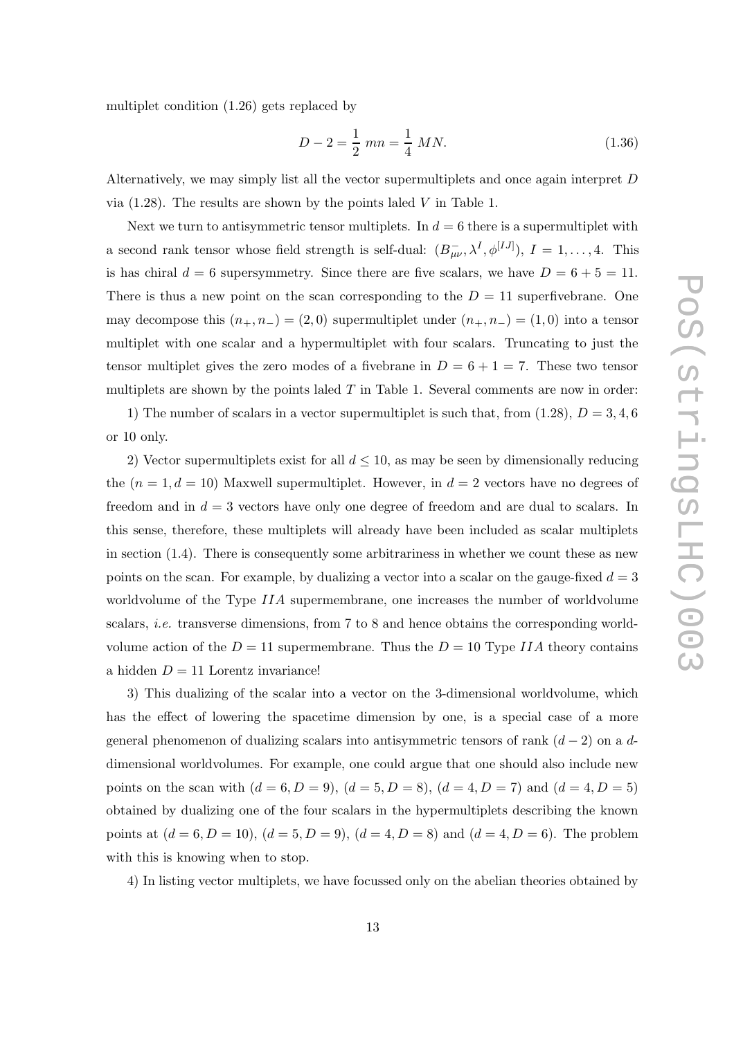multiplet condition (1.26) gets replaced by

$$D - 2 = \frac{1}{2}\, mn = \frac{1}{4}\, MN. \tag{1.36}$$

Alternatively, we may simply list all the vector supermultiplets and once again interpret $D$ via (1.28). The results are shown by the points laled $V$ in Table 1.

Next we turn to antisymmetric tensor multiplets. In $d = 6$ there is a supermultiplet with a second rank tensor whose field strength is self-dual: $(B^{-}_{\mu\nu}, \lambda^I, \phi^{[IJ]})$, $I = 1, \ldots, 4$. This is has chiral $d = 6$ supersymmetry. Since there are five scalars, we have $D = 6 + 5 = 11$. There is thus a new point on the scan corresponding to the $D = 11$ superfivebrane. One may decompose this $(n_+, n_-) = (2, 0)$ supermultiplet under $(n_+, n_-) = (1, 0)$ into a tensor multiplet with one scalar and a hypermultiplet with four scalars. Truncating to just the tensor multiplet gives the zero modes of a fivebrane in $D = 6 + 1 = 7$. These two tensor multiplets are shown by the points laled $T$ in Table 1. Several comments are now in order:

1) The number of scalars in a vector supermultiplet is such that, from (1.28), $D = 3, 4, 6$ or 10 only.

2) Vector supermultiplets exist for all $d \leq 10$, as may be seen by dimensionally reducing the $(n = 1, d = 10)$ Maxwell supermultiplet. However, in $d = 2$ vectors have no degrees of freedom and in $d = 3$ vectors have only one degree of freedom and are dual to scalars. In this sense, therefore, these multiplets will already have been included as scalar multiplets in section (1.4). There is consequently some arbitrariness in whether we count these as new points on the scan. For example, by dualizing a vector into a scalar on the gauge-fixed $d = 3$ worldvolume of the Type $IIA$ supermembrane, one increases the number of worldvolume scalars, *i.e.* transverse dimensions, from 7 to 8 and hence obtains the corresponding worldvolume action of the $D = 11$ supermembrane. Thus the $D = 10$ Type $IIA$ theory contains a hidden $D = 11$ Lorentz invariance!

3) This dualizing of the scalar into a vector on the 3-dimensional worldvolume, which has the effect of lowering the spacetime dimension by one, is a special case of a more general phenomenon of dualizing scalars into antisymmetric tensors of rank $(d - 2)$ on a $d$-dimensional worldvolumes. For example, one could argue that one should also include new points on the scan with $(d = 6, D = 9)$, $(d = 5, D = 8)$, $(d = 4, D = 7)$ and $(d = 4, D = 5)$ obtained by dualizing one of the four scalars in the hypermultiplets describing the known points at $(d = 6, D = 10)$, $(d = 5, D = 9)$, $(d = 4, D = 8)$ and $(d = 4, D = 6)$. The problem with this is knowing when to stop.

4) In listing vector multiplets, we have focussed only on the abelian theories obtained by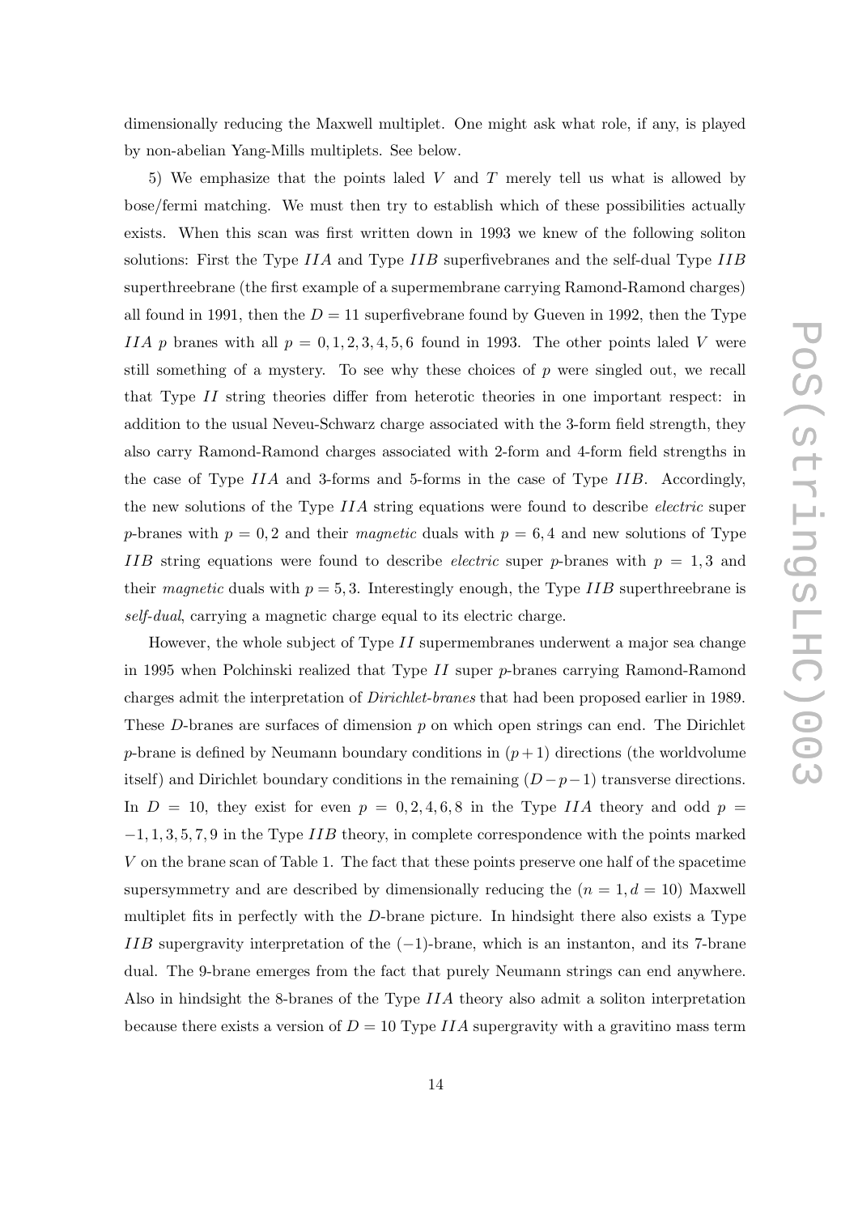dimensionally reducing the Maxwell multiplet. One might ask what role, if any, is played by non-abelian Yang-Mills multiplets. See below.

5) We emphasize that the points laled $V$ and $T$ merely tell us what is allowed by bose/fermi matching. We must then try to establish which of these possibilities actually exists. When this scan was first written down in 1993 we knew of the following soliton solutions: First the Type $IIA$ and Type $IIB$ superfivebranes and the self-dual Type $IIB$ superthreebrane (the first example of a supermembrane carrying Ramond-Ramond charges) all found in 1991, then the $D = 11$ superfivebrane found by Gueven in 1992, then the Type $IIA$ $p$ branes with all $p = 0, 1, 2, 3, 4, 5, 6$ found in 1993. The other points laled $V$ were still something of a mystery. To see why these choices of $p$ were singled out, we recall that Type $II$ string theories differ from heterotic theories in one important respect: in addition to the usual Neveu-Schwarz charge associated with the 3-form field strength, they also carry Ramond-Ramond charges associated with 2-form and 4-form field strengths in the case of Type $IIA$ and 3-forms and 5-forms in the case of Type $IIB$. Accordingly, the new solutions of the Type $IIA$ string equations were found to describe *electric* super $p$-branes with $p = 0, 2$ and their *magnetic* duals with $p = 6, 4$ and new solutions of Type $IIB$ string equations were found to describe *electric* super $p$-branes with $p = 1, 3$ and their *magnetic* duals with $p = 5, 3$. Interestingly enough, the Type $IIB$ superthreebrane is *self-dual*, carrying a magnetic charge equal to its electric charge.

However, the whole subject of Type $II$ supermembranes underwent a major sea change in 1995 when Polchinski realized that Type $II$ super $p$-branes carrying Ramond-Ramond charges admit the interpretation of *Dirichlet-branes* that had been proposed earlier in 1989. These $D$-branes are surfaces of dimension $p$ on which open strings can end. The Dirichlet $p$-brane is defined by Neumann boundary conditions in $(p+1)$ directions (the worldvolume itself) and Dirichlet boundary conditions in the remaining $(D-p-1)$ transverse directions. In $D = 10$, they exist for even $p = 0, 2, 4, 6, 8$ in the Type $IIA$ theory and odd $p = -1, 1, 3, 5, 7, 9$ in the Type $IIB$ theory, in complete correspondence with the points marked $V$ on the brane scan of Table 1. The fact that these points preserve one half of the spacetime supersymmetry and are described by dimensionally reducing the $(n = 1, d = 10)$ Maxwell multiplet fits in perfectly with the $D$-brane picture. In hindsight there also exists a Type $IIB$ supergravity interpretation of the $(-1)$-brane, which is an instanton, and its 7-brane dual. The 9-brane emerges from the fact that purely Neumann strings can end anywhere. Also in hindsight the 8-branes of the Type $IIA$ theory also admit a soliton interpretation because there exists a version of $D = 10$ Type $IIA$ supergravity with a gravitino mass term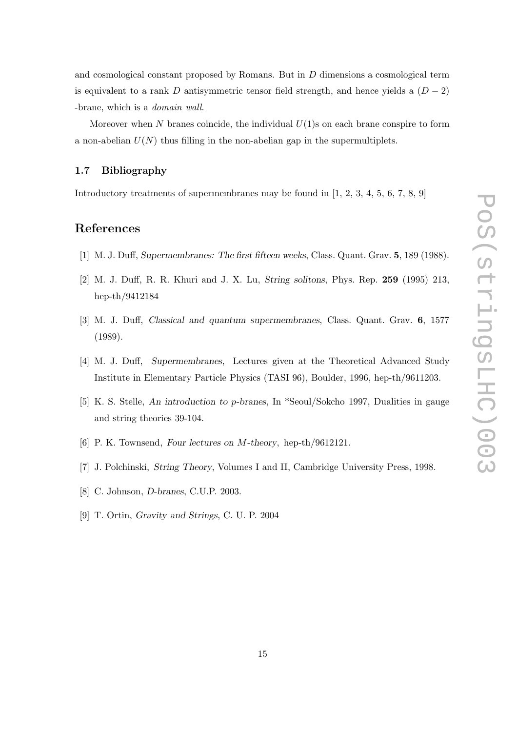and cosmological constant proposed by Romans. But in $D$ dimensions a cosmological term is equivalent to a rank $D$ antisymmetric tensor field strength, and hence yields a $(D-2)$ -brane, which is a *domain wall*.

Moreover when $N$ branes coincide, the individual $U(1)$s on each brane conspire to form a non-abelian $U(N)$ thus filling in the non-abelian gap in the supermultiplets.

### 1.7 Bibliography

Introductory treatments of supermembranes may be found in [1, 2, 3, 4, 5, 6, 7, 8, 9]

## References

[1] M. J. Duff, *Supermembranes: The first fifteen weeks*, Class. Quant. Grav. **5**, 189 (1988).

[2] M. J. Duff, R. R. Khuri and J. X. Lu, *String solitons*, Phys. Rep. **259** (1995) 213, hep-th/9412184

[3] M. J. Duff, *Classical and quantum supermembranes*, Class. Quant. Grav. **6**, 1577 (1989).

[4] M. J. Duff, *Supermembranes*, Lectures given at the Theoretical Advanced Study Institute in Elementary Particle Physics (TASI 96), Boulder, 1996, hep-th/9611203.

[5] K. S. Stelle, *An introduction to p-branes*, In *Seoul/Sokcho 1997, Dualities in gauge and string theories 39-104.

[6] P. K. Townsend, *Four lectures on M-theory*, hep-th/9612121.

[7] J. Polchinski, *String Theory*, Volumes I and II, Cambridge University Press, 1998.

[8] C. Johnson, *D-branes*, C.U.P. 2003.

[9] T. Ortin, *Gravity and Strings*, C. U. P. 2004